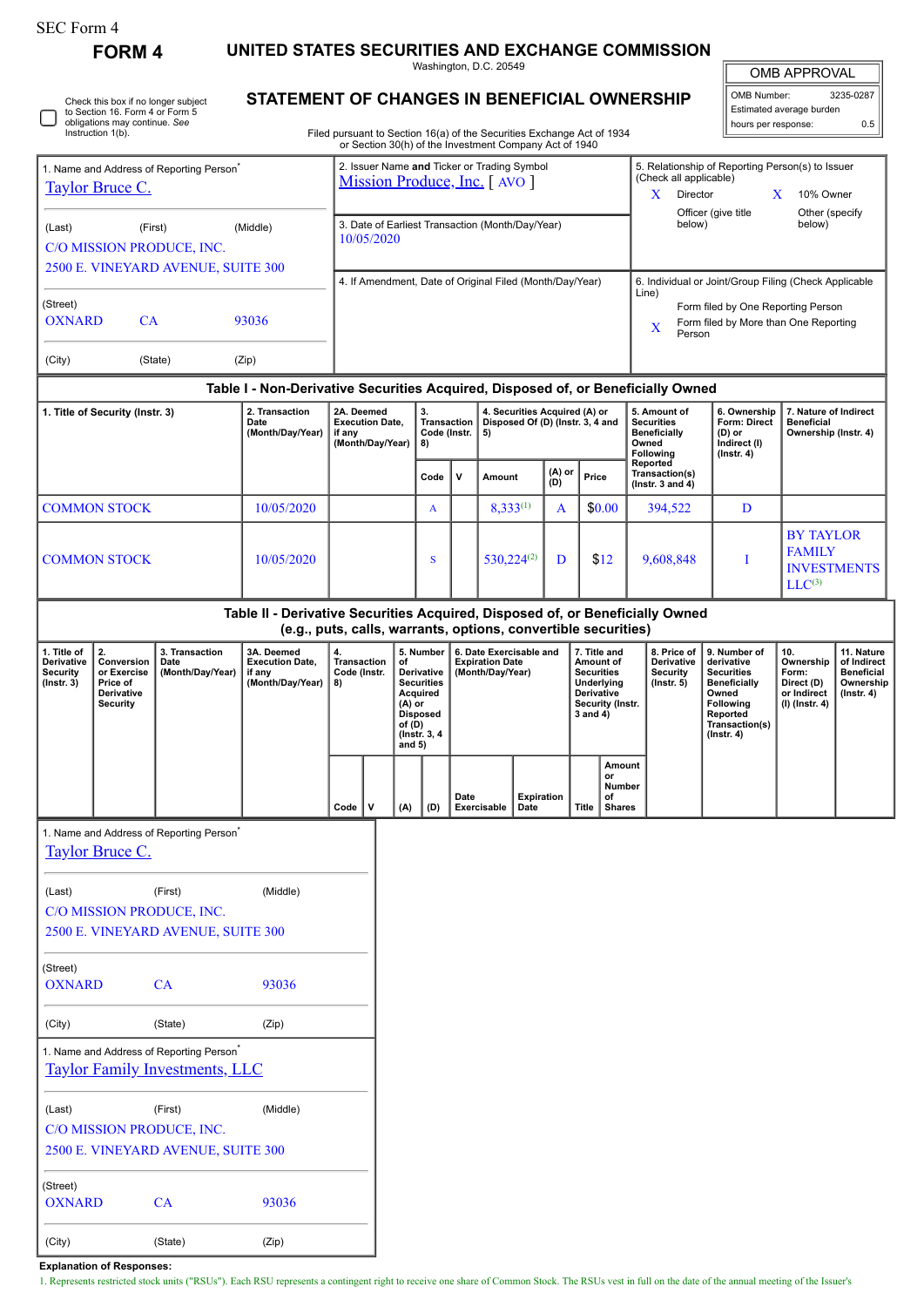SEC Form 4

# FORM 4

## UNITED STATES SECURITIES AND EXCHANGE COMMISSION

Washington, D.C. 20549

## STATEMENT OF CHANGES IN BENEFICIAL OWNERSHIP

Filed pursuant to Section 16(a) of the Securities Exchange Act of 1934 or Section 30(h) of the Investment Company Act of 1940

| OMB APPROVAL | |
|---|---|
| OMB Number: | 3235-0287 |
| Estimated average burden | |
| hours per response: | 0.5 |

☐ Check this box if no longer subject to Section 16. Form 4 or Form 5 obligations may continue. *See* Instruction 1(b).

| 1. Name and Address of Reporting Person* | 2. Issuer Name **and** Ticker or Trading Symbol | 5. Relationship of Reporting Person(s) to Issuer (Check all applicable) |
|---|---|---|
| Taylor Bruce C. | Mission Produce, Inc. [ AVO ] | X Director X 10% Owner |
| (Last) (First) (Middle) | 3. Date of Earliest Transaction (Month/Day/Year) | Officer (give title below) Other (specify below) |
| C/O MISSION PRODUCE, INC. | 10/05/2020 | |
| 2500 E. VINEYARD AVENUE, SUITE 300 | | |
| (Street) | 4. If Amendment, Date of Original Filed (Month/Day/Year) | 6. Individual or Joint/Group Filing (Check Applicable Line) |
| OXNARD CA 93036 | | Form filed by One Reporting Person |
| (City) (State) (Zip) | | X Form filed by More than One Reporting Person |

### Table I - Non-Derivative Securities Acquired, Disposed of, or Beneficially Owned

| 1. Title of Security (Instr. 3) | 2. Transaction Date (Month/Day/Year) | 2A. Deemed Execution Date, if any (Month/Day/Year) | 3. Transaction Code (Instr. 8) | | 4. Securities Acquired (A) or Disposed Of (D) (Instr. 3, 4 and 5) | | | 5. Amount of Securities Beneficially Owned Following Reported Transaction(s) (Instr. 3 and 4) | 6. Ownership Form: Direct (D) or Indirect (I) (Instr. 4) | 7. Nature of Indirect Beneficial Ownership (Instr. 4) |
|---|---|---|---|---|---|---|---|---|---|---|
| | | | Code | V | Amount | (A) or (D) | Price | | | |
| COMMON STOCK | 10/05/2020 | | A | | 8,333[1] | A | $0.00 | 394,522 | D | |
| COMMON STOCK | 10/05/2020 | | S | | 530,224[2] | D | $12 | 9,608,848 | I | BY TAYLOR FAMILY INVESTMENTS LLC[3] |

### Table II - Derivative Securities Acquired, Disposed of, or Beneficially Owned (e.g., puts, calls, warrants, options, convertible securities)

| 1. Title of Derivative Security (Instr. 3) | 2. Conversion or Exercise Price of Derivative Security | 3. Transaction Date (Month/Day/Year) | 3A. Deemed Execution Date, if any (Month/Day/Year) | 4. Transaction Code (Instr. 8) | | 5. Number of Derivative Securities Acquired (A) or Disposed of (D) (Instr. 3, 4 and 5) | | 6. Date Exercisable and Expiration Date (Month/Day/Year) | | 7. Title and Amount of Securities Underlying Derivative Security (Instr. 3 and 4) | | 8. Price of Derivative Security (Instr. 5) | 9. Number of derivative Securities Beneficially Owned Following Reported Transaction(s) (Instr. 4) | 10. Ownership Form: Direct (D) or Indirect (I) (Instr. 4) | 11. Nature of Indirect Beneficial Ownership (Instr. 4) |
|---|---|---|---|---|---|---|---|---|---|---|---|---|---|---|---|
| | | | | Code | V | (A) | (D) | Date Exercisable | Expiration Date | Title | Amount or Number of Shares | | | | |

| 1. Name and Address of Reporting Person* |
|---|
| Taylor Bruce C. |
| (Last) (First) (Middle) |
| C/O MISSION PRODUCE, INC. |
| 2500 E. VINEYARD AVENUE, SUITE 300 |
| (Street) |
| OXNARD CA 93036 |
| (City) (State) (Zip) |

| 1. Name and Address of Reporting Person* |
|---|
| Taylor Family Investments, LLC |
| (Last) (First) (Middle) |
| C/O MISSION PRODUCE, INC. |
| 2500 E. VINEYARD AVENUE, SUITE 300 |
| (Street) |
| OXNARD CA 93036 |
| (City) (State) (Zip) |

**Explanation of Responses:**

1. Represents restricted stock units ("RSUs"). Each RSU represents a contingent right to receive one share of Common Stock. The RSUs vest in full on the date of the annual meeting of the Issuer's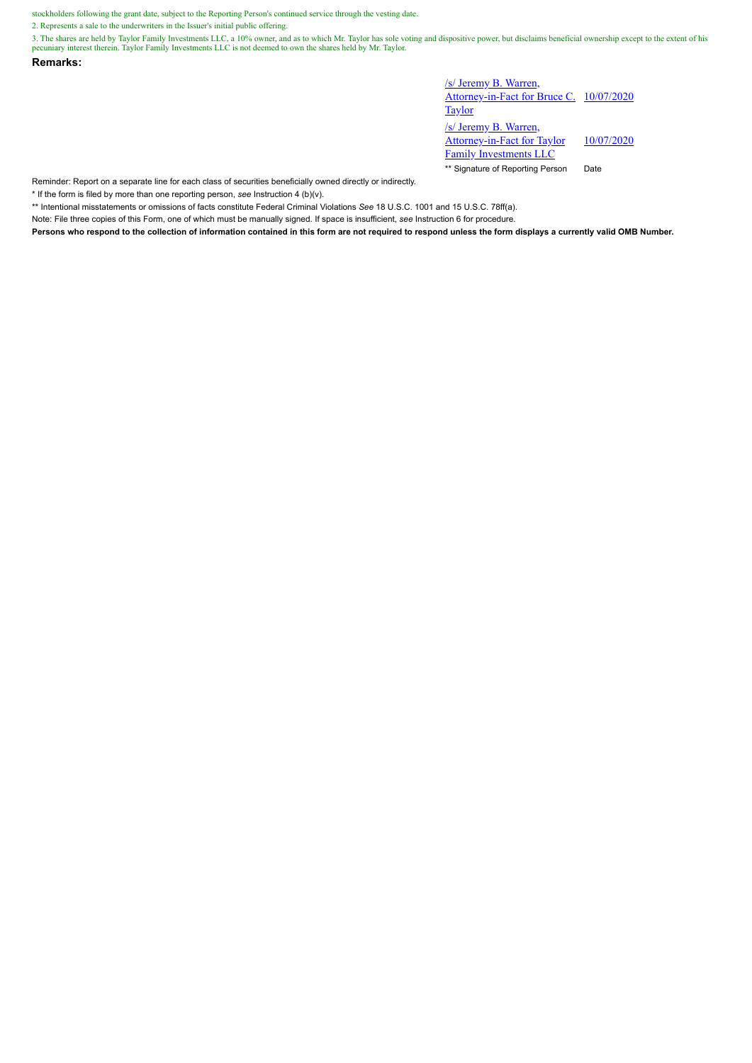stockholders following the grant date, subject to the Reporting Person's continued service through the vesting date.

2. Represents a sale to the underwriters in the Issuer's initial public offering.

3. The shares are held by Taylor Family Investments LLC, a 10% owner, and as to which Mr. Taylor has sole voting and dispositive power, but disclaims beneficial ownership except to the extent of his pecuniary interest therein. Taylor Family Investments LLC is not deemed to own the shares held by Mr. Taylor.

**Remarks:**

| | |
|---|---|
| /s/ Jeremy B. Warren, Attorney-in-Fact for Bruce C. Taylor | 10/07/2020 |
| /s/ Jeremy B. Warren, Attorney-in-Fact for Taylor Family Investments LLC | 10/07/2020 |
| ** Signature of Reporting Person | Date |

Reminder: Report on a separate line for each class of securities beneficially owned directly or indirectly.

* If the form is filed by more than one reporting person, *see* Instruction 4 (b)(v).

** Intentional misstatements or omissions of facts constitute Federal Criminal Violations *See* 18 U.S.C. 1001 and 15 U.S.C. 78ff(a).

Note: File three copies of this Form, one of which must be manually signed. If space is insufficient, *see* Instruction 6 for procedure.

**Persons who respond to the collection of information contained in this form are not required to respond unless the form displays a currently valid OMB Number.**